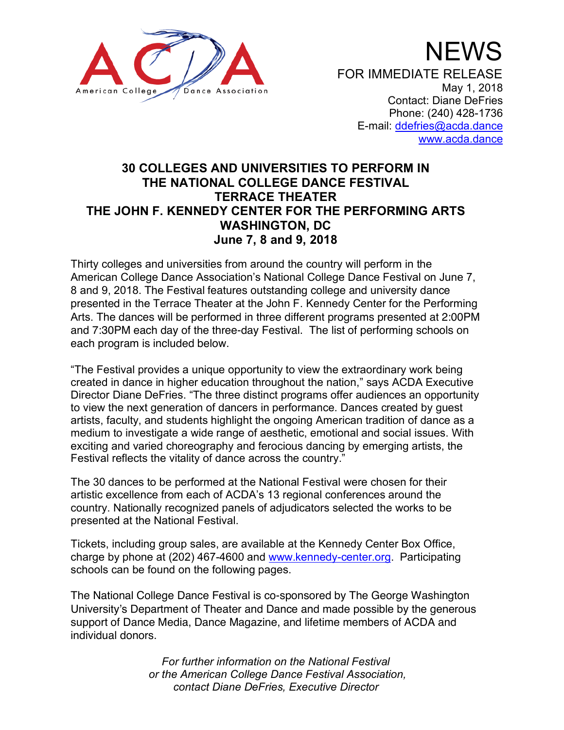American College Dance Association

# NEWS

FOR IMMEDIATE RELEASE
May 1, 2018
Contact: Diane DeFries
Phone: (240) 428-1736
E-mail: [ddefries@acda.dance](mailto:ddefries@acda.dance)
[www.acda.dance](http://www.acda.dance)

## 30 COLLEGES AND UNIVERSITIES TO PERFORM IN THE NATIONAL COLLEGE DANCE FESTIVAL TERRACE THEATER THE JOHN F. KENNEDY CENTER FOR THE PERFORMING ARTS WASHINGTON, DC June 7, 8 and 9, 2018

Thirty colleges and universities from around the country will perform in the American College Dance Association's National College Dance Festival on June 7, 8 and 9, 2018. The Festival features outstanding college and university dance presented in the Terrace Theater at the John F. Kennedy Center for the Performing Arts. The dances will be performed in three different programs presented at 2:00PM and 7:30PM each day of the three-day Festival. The list of performing schools on each program is included below.

"The Festival provides a unique opportunity to view the extraordinary work being created in dance in higher education throughout the nation," says ACDA Executive Director Diane DeFries. "The three distinct programs offer audiences an opportunity to view the next generation of dancers in performance. Dances created by guest artists, faculty, and students highlight the ongoing American tradition of dance as a medium to investigate a wide range of aesthetic, emotional and social issues. With exciting and varied choreography and ferocious dancing by emerging artists, the Festival reflects the vitality of dance across the country."

The 30 dances to be performed at the National Festival were chosen for their artistic excellence from each of ACDA's 13 regional conferences around the country. Nationally recognized panels of adjudicators selected the works to be presented at the National Festival.

Tickets, including group sales, are available at the Kennedy Center Box Office, charge by phone at (202) 467-4600 and [www.kennedy-center.org](http://www.kennedy-center.org). Participating schools can be found on the following pages.

The National College Dance Festival is co-sponsored by The George Washington University's Department of Theater and Dance and made possible by the generous support of Dance Media, Dance Magazine, and lifetime members of ACDA and individual donors.

*For further information on the National Festival or the American College Dance Festival Association, contact Diane DeFries, Executive Director*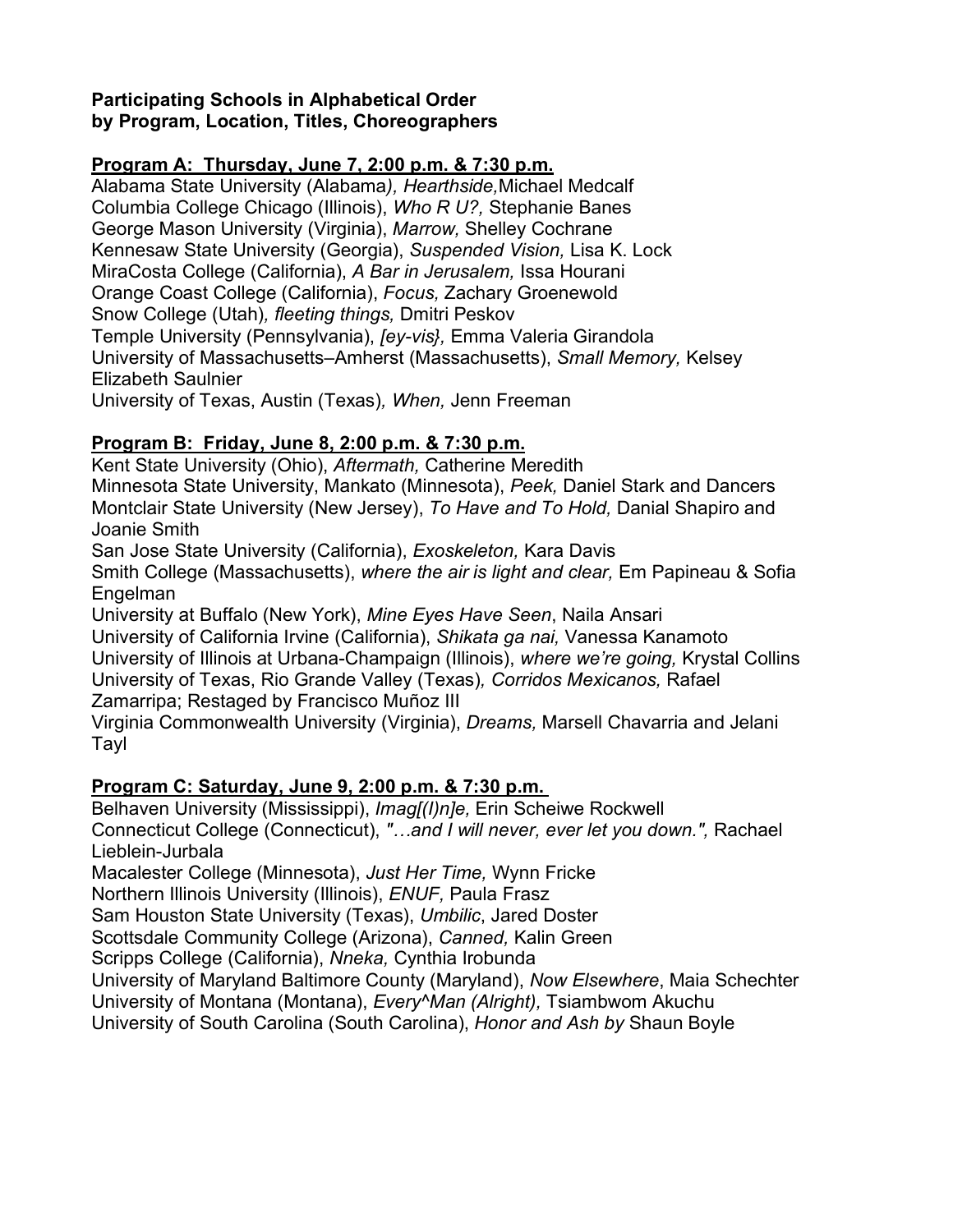**Participating Schools in Alphabetical Order**
**by Program, Location, Titles, Choreographers**

**Program A: Thursday, June 7, 2:00 p.m. & 7:30 p.m.**

Alabama State University (Alabama), *Hearthside,* Michael Medcalf
Columbia College Chicago (Illinois), *Who R U?,* Stephanie Banes
George Mason University (Virginia), *Marrow,* Shelley Cochrane
Kennesaw State University (Georgia), *Suspended Vision,* Lisa K. Lock
MiraCosta College (California), *A Bar in Jerusalem,* Issa Hourani
Orange Coast College (California), *Focus,* Zachary Groenewold
Snow College (Utah), *fleeting things,* Dmitri Peskov
Temple University (Pennsylvania), *[ey-vis},* Emma Valeria Girandola
University of Massachusetts–Amherst (Massachusetts), *Small Memory,* Kelsey Elizabeth Saulnier
University of Texas, Austin (Texas), *When,* Jenn Freeman

**Program B: Friday, June 8, 2:00 p.m. & 7:30 p.m.**

Kent State University (Ohio), *Aftermath,* Catherine Meredith
Minnesota State University, Mankato (Minnesota), *Peek,* Daniel Stark and Dancers
Montclair State University (New Jersey), *To Have and To Hold,* Danial Shapiro and Joanie Smith
San Jose State University (California), *Exoskeleton,* Kara Davis
Smith College (Massachusetts), *where the air is light and clear,* Em Papineau & Sofia Engelman
University at Buffalo (New York), *Mine Eyes Have Seen*, Naila Ansari
University of California Irvine (California), *Shikata ga nai,* Vanessa Kanamoto
University of Illinois at Urbana-Champaign (Illinois), *where we're going,* Krystal Collins
University of Texas, Rio Grande Valley (Texas), *Corridos Mexicanos,* Rafael Zamarripa; Restaged by Francisco Muñoz III
Virginia Commonwealth University (Virginia), *Dreams,* Marsell Chavarria and Jelani Tayl

**Program C: Saturday, June 9, 2:00 p.m. & 7:30 p.m.**

Belhaven University (Mississippi), *Imag[(I)n]e,* Erin Scheiwe Rockwell
Connecticut College (Connecticut), *"…and I will never, ever let you down.",* Rachael Lieblein-Jurbala
Macalester College (Minnesota), *Just Her Time,* Wynn Fricke
Northern Illinois University (Illinois), *ENUF,* Paula Frasz
Sam Houston State University (Texas), *Umbilic*, Jared Doster
Scottsdale Community College (Arizona), *Canned,* Kalin Green
Scripps College (California), *Nneka,* Cynthia Irobunda
University of Maryland Baltimore County (Maryland), *Now Elsewhere*, Maia Schechter
University of Montana (Montana), *Every^Man (Alright),* Tsiambwom Akuchu
University of South Carolina (South Carolina), *Honor and Ash by* Shaun Boyle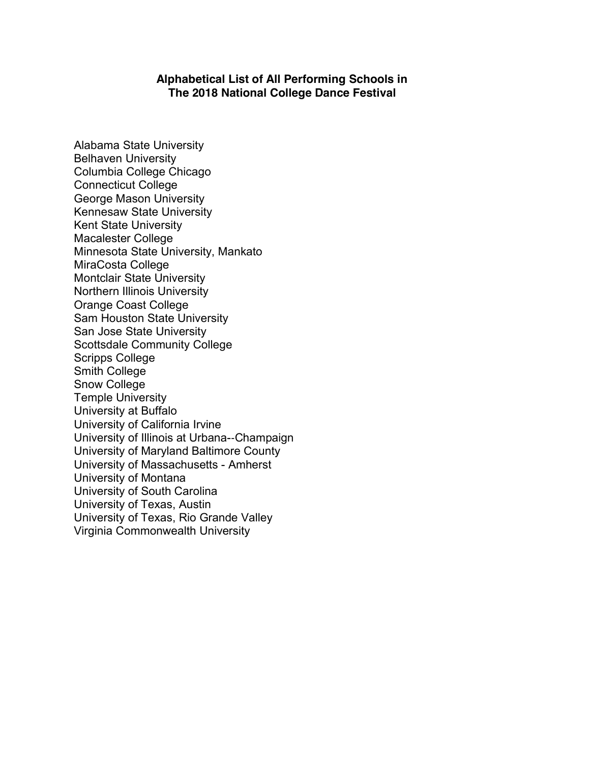## Alphabetical List of All Performing Schools in The 2018 National College Dance Festival

Alabama State University
Belhaven University
Columbia College Chicago
Connecticut College
George Mason University
Kennesaw State University
Kent State University
Macalester College
Minnesota State University, Mankato
MiraCosta College
Montclair State University
Northern Illinois University
Orange Coast College
Sam Houston State University
San Jose State University
Scottsdale Community College
Scripps College
Smith College
Snow College
Temple University
University at Buffalo
University of California Irvine
University of Illinois at Urbana--Champaign
University of Maryland Baltimore County
University of Massachusetts - Amherst
University of Montana
University of South Carolina
University of Texas, Austin
University of Texas, Rio Grande Valley
Virginia Commonwealth University